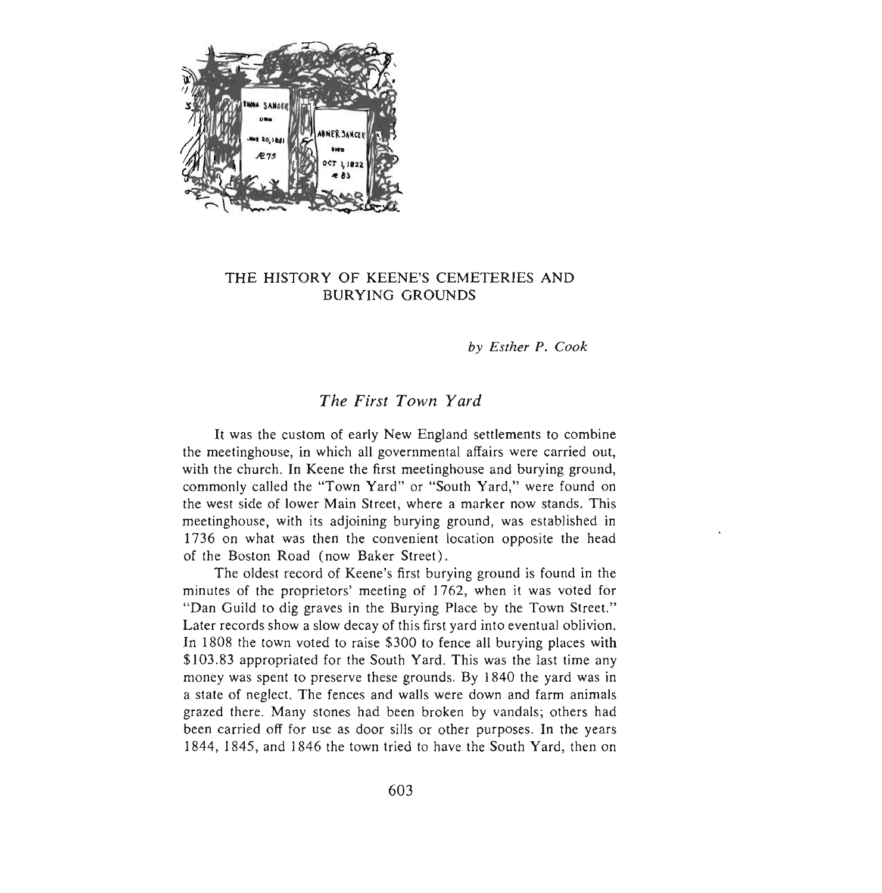# THE HISTORY OF KEENE'S CEMETERIES AND BURYING GROUNDS

*by Esther P. Cook*

## *The First Town Yard*

It was the custom of early New England settlements to combine the meetinghouse, in which all governmental affairs were carried out, with the church. In Keene the first meetinghouse and burying ground, commonly called the "Town Yard" or "South Yard," were found on the west side of lower Main Street, where a marker now stands. This meetinghouse, with its adjoining burying ground, was established in 1736 on what was then the convenient location opposite the head of the Boston Road (now Baker Street).

The oldest record of Keene's first burying ground is found in the minutes of the proprietors' meeting of 1762, when it was voted for "Dan Guild to dig graves in the Burying Place by the Town Street." Later records show a slow decay of this first yard into eventual oblivion. In 1808 the town voted to raise $300 to fence all burying places with $103.83 appropriated for the South Yard. This was the last time any money was spent to preserve these grounds. By 1840 the yard was in a state of neglect. The fences and walls were down and farm animals grazed there. Many stones had been broken by vandals; others had been carried off for use as door sills or other purposes. In the years 1844, 1845, and 1846 the town tried to have the South Yard, then on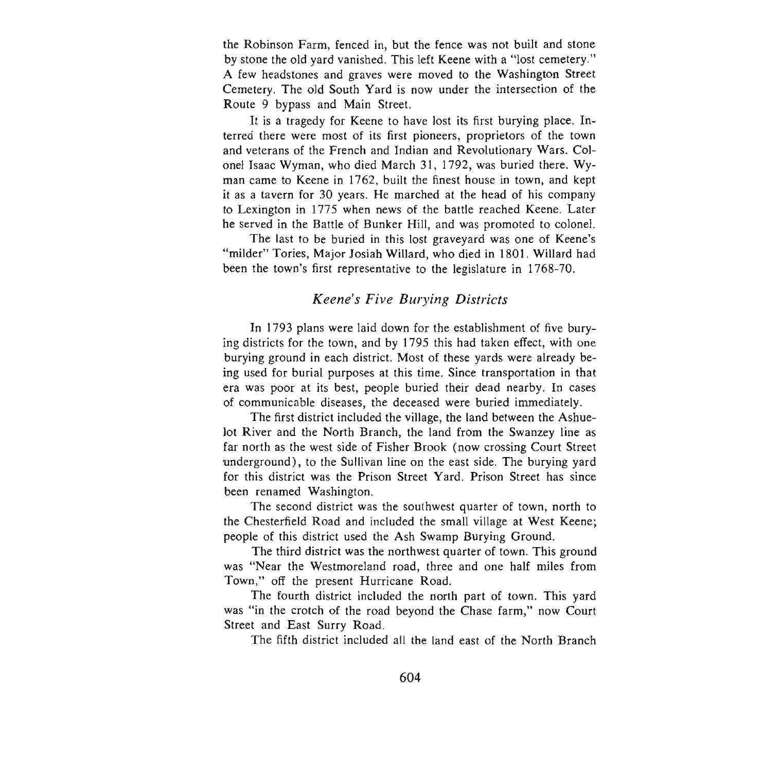the Robinson Farm, fenced in, but the fence was not built and stone by stone the old yard vanished. This left Keene with a "lost cemetery." A few headstones and graves were moved to the Washington Street Cemetery. The old South Yard is now under the intersection of the Route 9 bypass and Main Street.

It is a tragedy for Keene to have lost its first burying place. Interred there were most of its first pioneers, proprietors of the town and veterans of the French and Indian and Revolutionary Wars. Colonel Isaac Wyman, who died March 31, 1792, was buried there. Wyman came to Keene in 1762, built the finest house in town, and kept it as a tavern for 30 years. He marched at the head of his company to Lexington in 1775 when news of the battle reached Keene. Later he served in the Battle of Bunker Hill, and was promoted to colonel.

The last to be buried in this lost graveyard was one of Keene's "milder" Tories, Major Josiah Willard, who died in 1801. Willard had been the town's first representative to the legislature in 1768-70.

## *Keene's Five Burying Districts*

In 1793 plans were laid down for the establishment of five burying districts for the town, and by 1795 this had taken effect, with one burying ground in each district. Most of these yards were already being used for burial purposes at this time. Since transportation in that era was poor at its best, people buried their dead nearby. In cases of communicable diseases, the deceased were buried immediately.

The first district included the village, the land between the Ashuelot River and the North Branch, the land from the Swanzey line as far north as the west side of Fisher Brook (now crossing Court Street underground), to the Sullivan line on the east side. The burying yard for this district was the Prison Street Yard. Prison Street has since been renamed Washington.

The second district was the southwest quarter of town, north to the Chesterfield Road and included the small village at West Keene; people of this district used the Ash Swamp Burying Ground.

The third district was the northwest quarter of town. This ground was "Near the Westmoreland road, three and one half miles from Town," off the present Hurricane Road.

The fourth district included the north part of town. This yard was "in the crotch of the road beyond the Chase farm," now Court Street and East Surry Road.

The fifth district included all the land east of the North Branch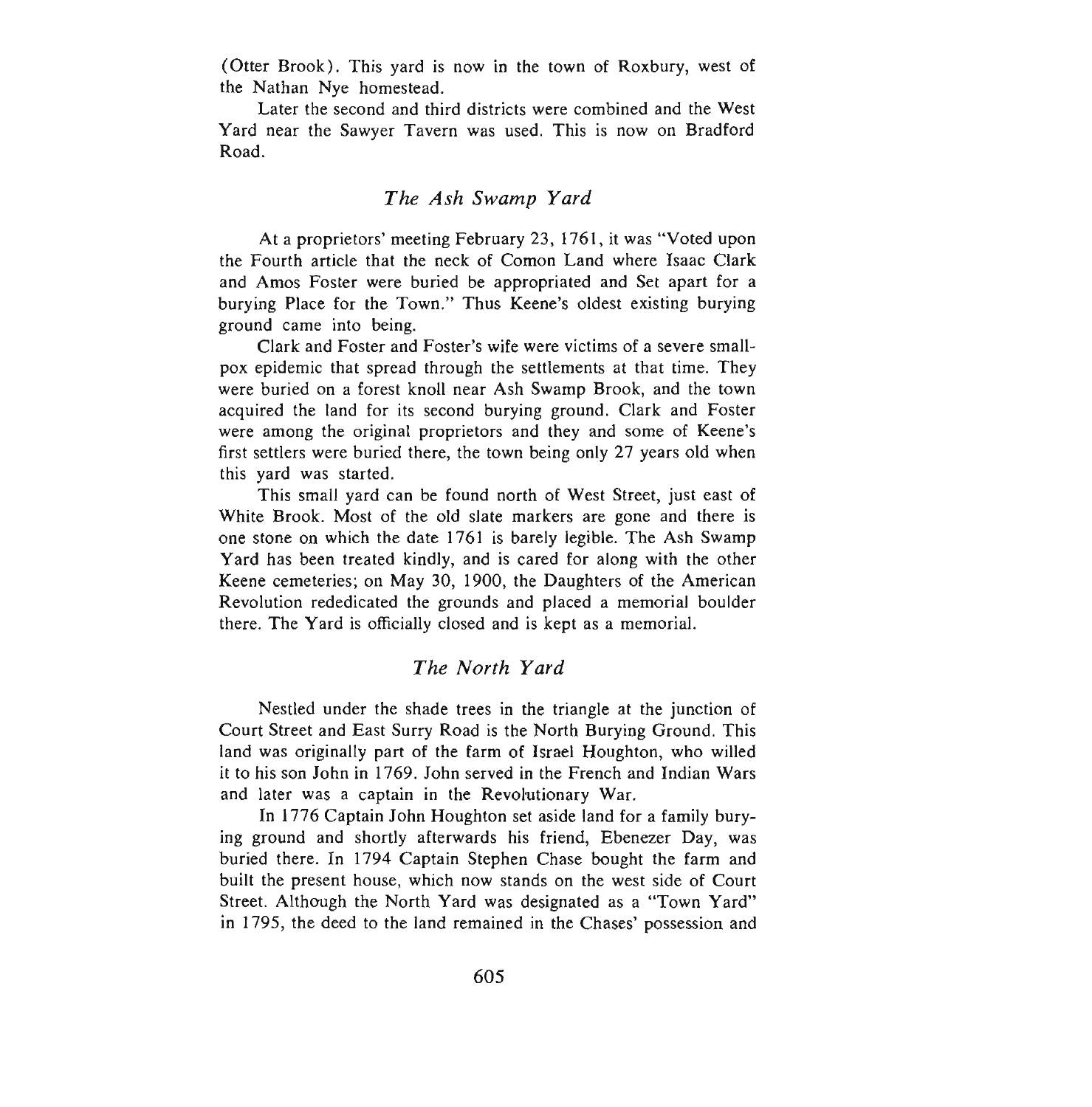(Otter Brook). This yard is now in the town of Roxbury, west of the Nathan Nye homestead.

Later the second and third districts were combined and the West Yard near the Sawyer Tavern was used. This is now on Bradford Road.

## *The Ash Swamp Yard*

At a proprietors' meeting February 23, 1761, it was "Voted upon the Fourth article that the neck of Comon Land where Isaac Clark and Amos Foster were buried be appropriated and Set apart for a burying Place for the Town." Thus Keene's oldest existing burying ground came into being.

Clark and Foster and Foster's wife were victims of a severe smallpox epidemic that spread through the settlements at that time. They were buried on a forest knoll near Ash Swamp Brook, and the town acquired the land for its second burying ground. Clark and Foster were among the original proprietors and they and some of Keene's first settlers were buried there, the town being only 27 years old when this yard was started.

This small yard can be found north of West Street, just east of White Brook. Most of the old slate markers are gone and there is one stone on which the date 1761 is barely legible. The Ash Swamp Yard has been treated kindly, and is cared for along with the other Keene cemeteries; on May 30, 1900, the Daughters of the American Revolution rededicated the grounds and placed a memorial boulder there. The Yard is officially closed and is kept as a memorial.

## *The North Yard*

Nestled under the shade trees in the triangle at the junction of Court Street and East Surry Road is the North Burying Ground. This land was originally part of the farm of Israel Houghton, who willed it to his son John in 1769. John served in the French and Indian Wars and later was a captain in the Revolutionary War.

In 1776 Captain John Houghton set aside land for a family burying ground and shortly afterwards his friend, Ebenezer Day, was buried there. In 1794 Captain Stephen Chase bought the farm and built the present house, which now stands on the west side of Court Street. Although the North Yard was designated as a "Town Yard" in 1795, the deed to the land remained in the Chases' possession and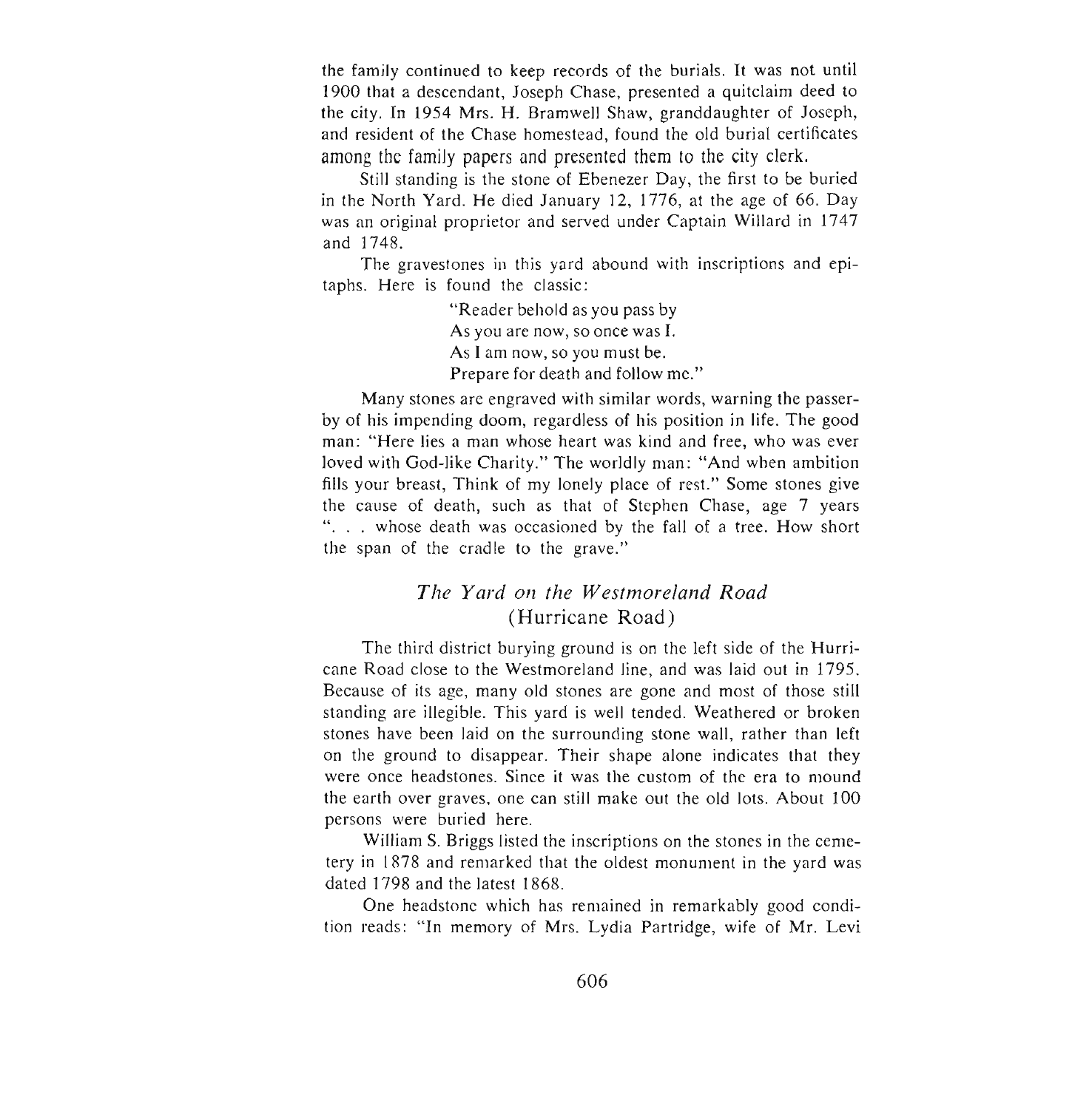the family continued to keep records of the burials. It was not until 1900 that a descendant, Joseph Chase, presented a quitclaim deed to the city. In 1954 Mrs. H. Bramwell Shaw, granddaughter of Joseph, and resident of the Chase homestead, found the old burial certificates among the family papers and presented them to the city clerk.

Still standing is the stone of Ebenezer Day, the first to be buried in the North Yard. He died January 12, 1776, at the age of 66. Day was an original proprietor and served under Captain Willard in 1747 and 1748.

The gravestones in this yard abound with inscriptions and epitaphs. Here is found the classic:

> "Reader behold as you pass by
> As you are now, so once was I.
> As I am now, so you must be.
> Prepare for death and follow me."

Many stones are engraved with similar words, warning the passer-by of his impending doom, regardless of his position in life. The good man: "Here lies a man whose heart was kind and free, who was ever loved with God-like Charity." The worldly man: "And when ambition fills your breast, Think of my lonely place of rest." Some stones give the cause of death, such as that of Stephen Chase, age 7 years ". . . whose death was occasioned by the fall of a tree. How short the span of the cradle to the grave."

## *The Yard on the Westmoreland Road* (Hurricane Road)

The third district burying ground is on the left side of the Hurricane Road close to the Westmoreland line, and was laid out in 1795. Because of its age, many old stones are gone and most of those still standing are illegible. This yard is well tended. Weathered or broken stones have been laid on the surrounding stone wall, rather than left on the ground to disappear. Their shape alone indicates that they were once headstones. Since it was the custom of the era to mound the earth over graves, one can still make out the old lots. About 100 persons were buried here.

William S. Briggs listed the inscriptions on the stones in the cemetery in 1878 and remarked that the oldest monument in the yard was dated 1798 and the latest 1868.

One headstone which has remained in remarkably good condition reads: "In memory of Mrs. Lydia Partridge, wife of Mr. Levi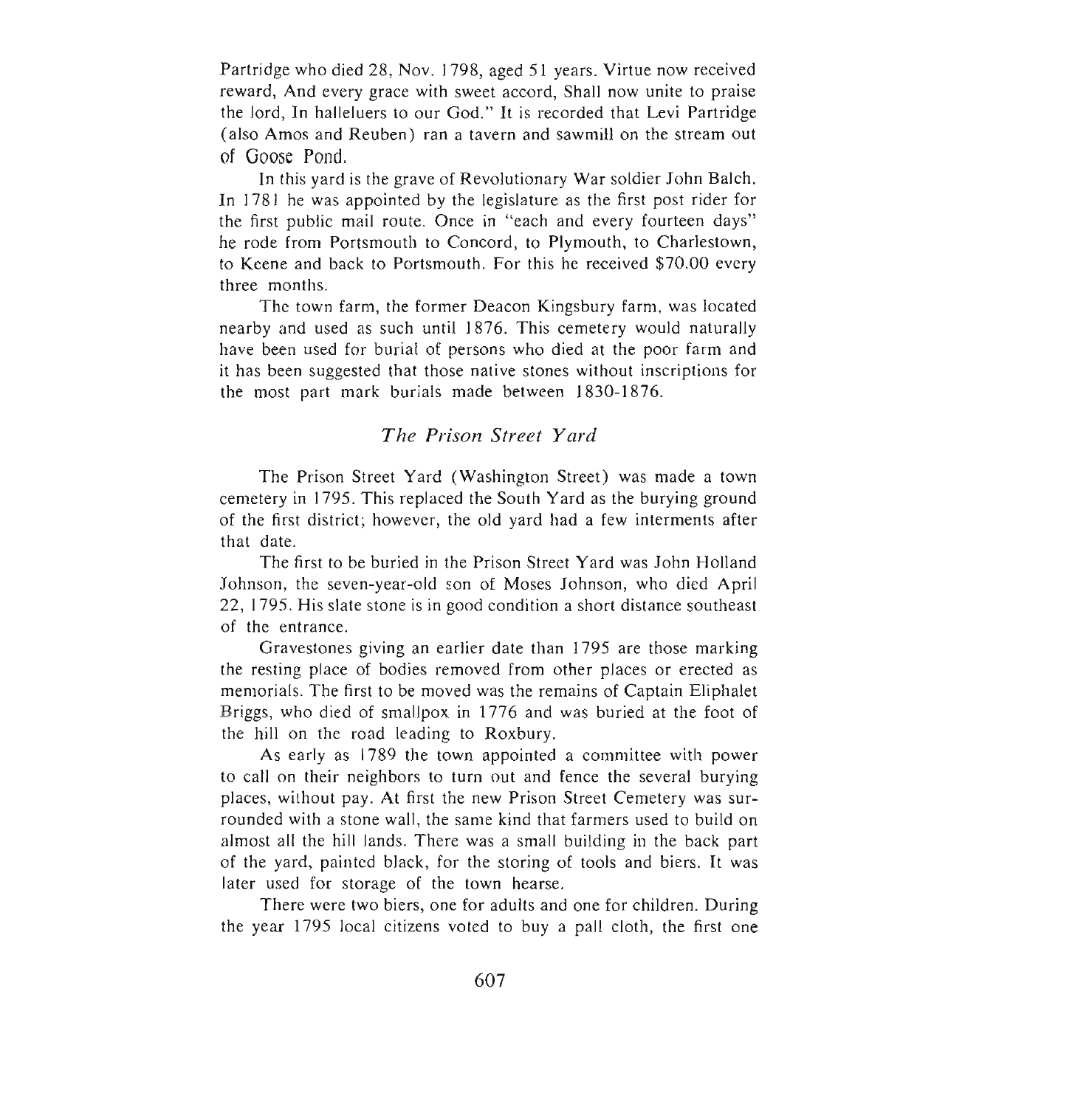Partridge who died 28, Nov. 1798, aged 51 years. Virtue now received reward, And every grace with sweet accord, Shall now unite to praise the lord, In halleluers to our God." It is recorded that Levi Partridge (also Amos and Reuben) ran a tavern and sawmill on the stream out of Goose Pond.

In this yard is the grave of Revolutionary War soldier John Balch. In 1781 he was appointed by the legislature as the first post rider for the first public mail route. Once in "each and every fourteen days" he rode from Portsmouth to Concord, to Plymouth, to Charlestown, to Keene and back to Portsmouth. For this he received $70.00 every three months.

The town farm, the former Deacon Kingsbury farm, was located nearby and used as such until 1876. This cemetery would naturally have been used for burial of persons who died at the poor farm and it has been suggested that those native stones without inscriptions for the most part mark burials made between 1830-1876.

## *The Prison Street Yard*

The Prison Street Yard (Washington Street) was made a town cemetery in 1795. This replaced the South Yard as the burying ground of the first district; however, the old yard had a few interments after that date.

The first to be buried in the Prison Street Yard was John Holland Johnson, the seven-year-old son of Moses Johnson, who died April 22, 1795. His slate stone is in good condition a short distance southeast of the entrance.

Gravestones giving an earlier date than 1795 are those marking the resting place of bodies removed from other places or erected as memorials. The first to be moved was the remains of Captain Eliphalet Briggs, who died of smallpox in 1776 and was buried at the foot of the hill on the road leading to Roxbury.

As early as 1789 the town appointed a committee with power to call on their neighbors to turn out and fence the several burying places, without pay. At first the new Prison Street Cemetery was surrounded with a stone wall, the same kind that farmers used to build on almost all the hill lands. There was a small building in the back part of the yard, painted black, for the storing of tools and biers. It was later used for storage of the town hearse.

There were two biers, one for adults and one for children. During the year 1795 local citizens voted to buy a pall cloth, the first one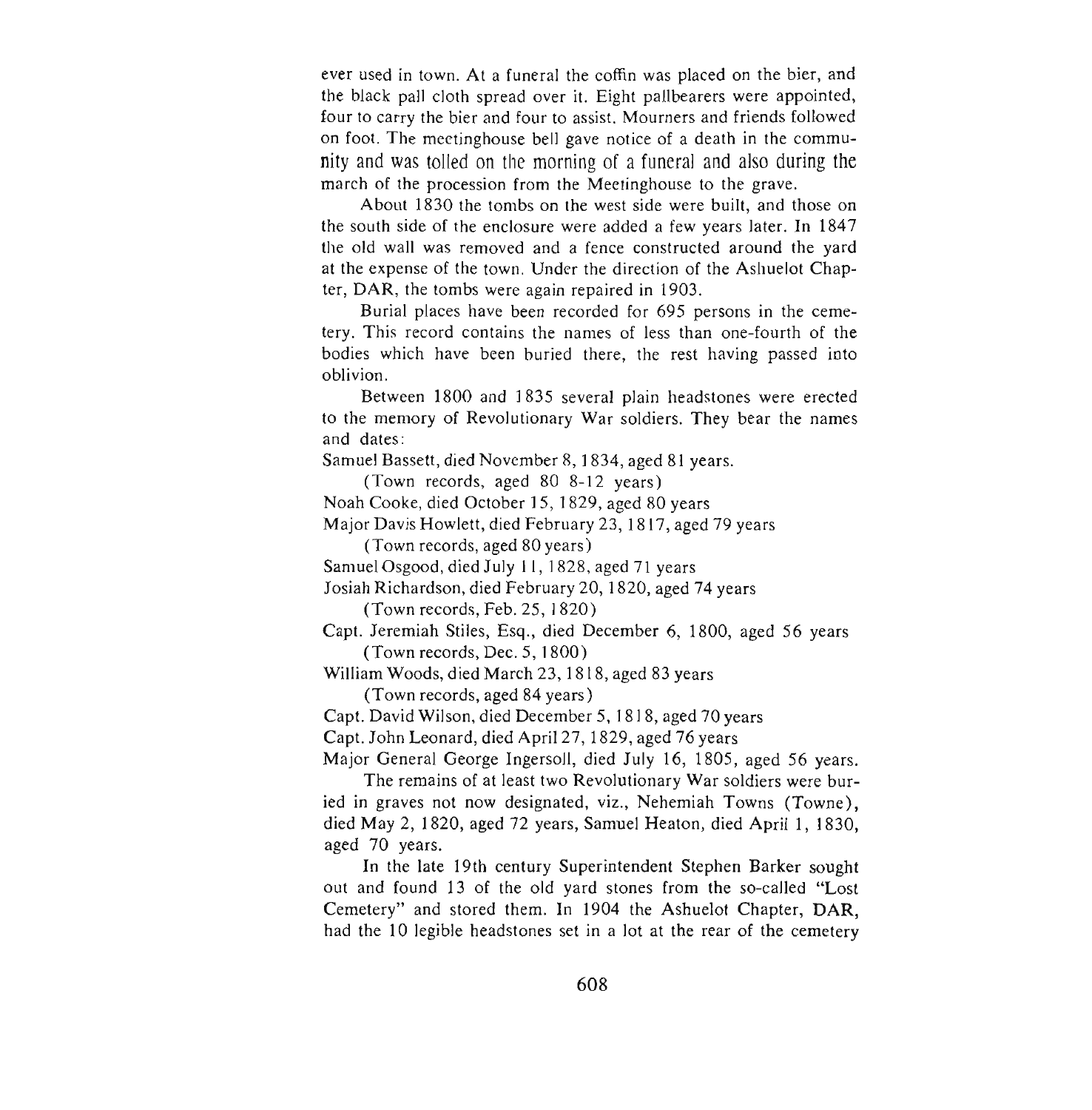ever used in town. At a funeral the coffin was placed on the bier, and the black pall cloth spread over it. Eight pallbearers were appointed, four to carry the bier and four to assist. Mourners and friends followed on foot. The meetinghouse bell gave notice of a death in the community and was tolled on the morning of a funeral and also during the march of the procession from the Meetinghouse to the grave.

About 1830 the tombs on the west side were built, and those on the south side of the enclosure were added a few years later. In 1847 the old wall was removed and a fence constructed around the yard at the expense of the town. Under the direction of the Ashuelot Chapter, DAR, the tombs were again repaired in 1903.

Burial places have been recorded for 695 persons in the cemetery. This record contains the names of less than one-fourth of the bodies which have been buried there, the rest having passed into oblivion.

Between 1800 and 1835 several plain headstones were erected to the memory of Revolutionary War soldiers. They bear the names and dates:

Samuel Bassett, died November 8, 1834, aged 81 years.
 (Town records, aged 80 8-12 years)
Noah Cooke, died October 15, 1829, aged 80 years
Major Davis Howlett, died February 23, 1817, aged 79 years
 (Town records, aged 80 years)
Samuel Osgood, died July 11, 1828, aged 71 years
Josiah Richardson, died February 20, 1820, aged 74 years
 (Town records, Feb. 25, 1820)
Capt. Jeremiah Stiles, Esq., died December 6, 1800, aged 56 years
 (Town records, Dec. 5, 1800)
William Woods, died March 23, 1818, aged 83 years
 (Town records, aged 84 years)
Capt. David Wilson, died December 5, 1818, aged 70 years
Capt. John Leonard, died April 27, 1829, aged 76 years
Major General George Ingersoll, died July 16, 1805, aged 56 years.

The remains of at least two Revolutionary War soldiers were buried in graves not now designated, viz., Nehemiah Towns (Towne), died May 2, 1820, aged 72 years, Samuel Heaton, died April 1, 1830, aged 70 years.

In the late 19th century Superintendent Stephen Barker sought out and found 13 of the old yard stones from the so-called "Lost Cemetery" and stored them. In 1904 the Ashuelot Chapter, DAR, had the 10 legible headstones set in a lot at the rear of the cemetery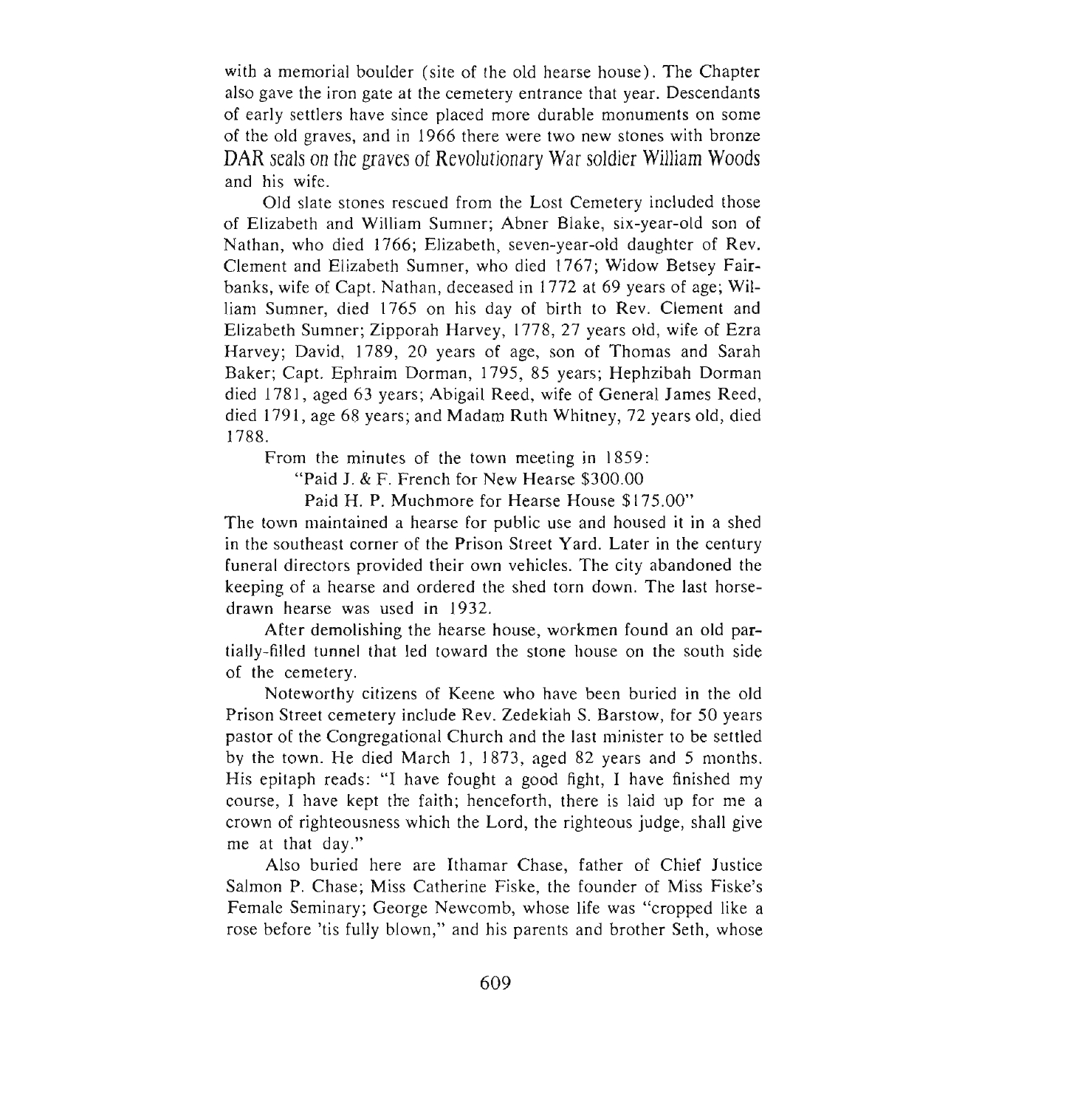with a memorial boulder (site of the old hearse house). The Chapter also gave the iron gate at the cemetery entrance that year. Descendants of early settlers have since placed more durable monuments on some of the old graves, and in 1966 there were two new stones with bronze DAR seals on the graves of Revolutionary War soldier William Woods and his wife.

Old slate stones rescued from the Lost Cemetery included those of Elizabeth and William Sumner; Abner Blake, six-year-old son of Nathan, who died 1766; Elizabeth, seven-year-old daughter of Rev. Clement and Elizabeth Sumner, who died 1767; Widow Betsey Fairbanks, wife of Capt. Nathan, deceased in 1772 at 69 years of age; William Sumner, died 1765 on his day of birth to Rev. Clement and Elizabeth Sumner; Zipporah Harvey, 1778, 27 years old, wife of Ezra Harvey; David, 1789, 20 years of age, son of Thomas and Sarah Baker; Capt. Ephraim Dorman, 1795, 85 years; Hephzibah Dorman died 1781, aged 63 years; Abigail Reed, wife of General James Reed, died 1791, age 68 years; and Madam Ruth Whitney, 72 years old, died 1788.

From the minutes of the town meeting in 1859:

"Paid J. & F. French for New Hearse $300.00
Paid H. P. Muchmore for Hearse House $175.00"

The town maintained a hearse for public use and housed it in a shed in the southeast corner of the Prison Street Yard. Later in the century funeral directors provided their own vehicles. The city abandoned the keeping of a hearse and ordered the shed torn down. The last horse-drawn hearse was used in 1932.

After demolishing the hearse house, workmen found an old partially-filled tunnel that led toward the stone house on the south side of the cemetery.

Noteworthy citizens of Keene who have been buried in the old Prison Street cemetery include Rev. Zedekiah S. Barstow, for 50 years pastor of the Congregational Church and the last minister to be settled by the town. He died March 1, 1873, aged 82 years and 5 months. His epitaph reads: "I have fought a good fight, I have finished my course, I have kept the faith; henceforth, there is laid up for me a crown of righteousness which the Lord, the righteous judge, shall give me at that day."

Also buried here are Ithamar Chase, father of Chief Justice Salmon P. Chase; Miss Catherine Fiske, the founder of Miss Fiske's Female Seminary; George Newcomb, whose life was "cropped like a rose before 'tis fully blown," and his parents and brother Seth, whose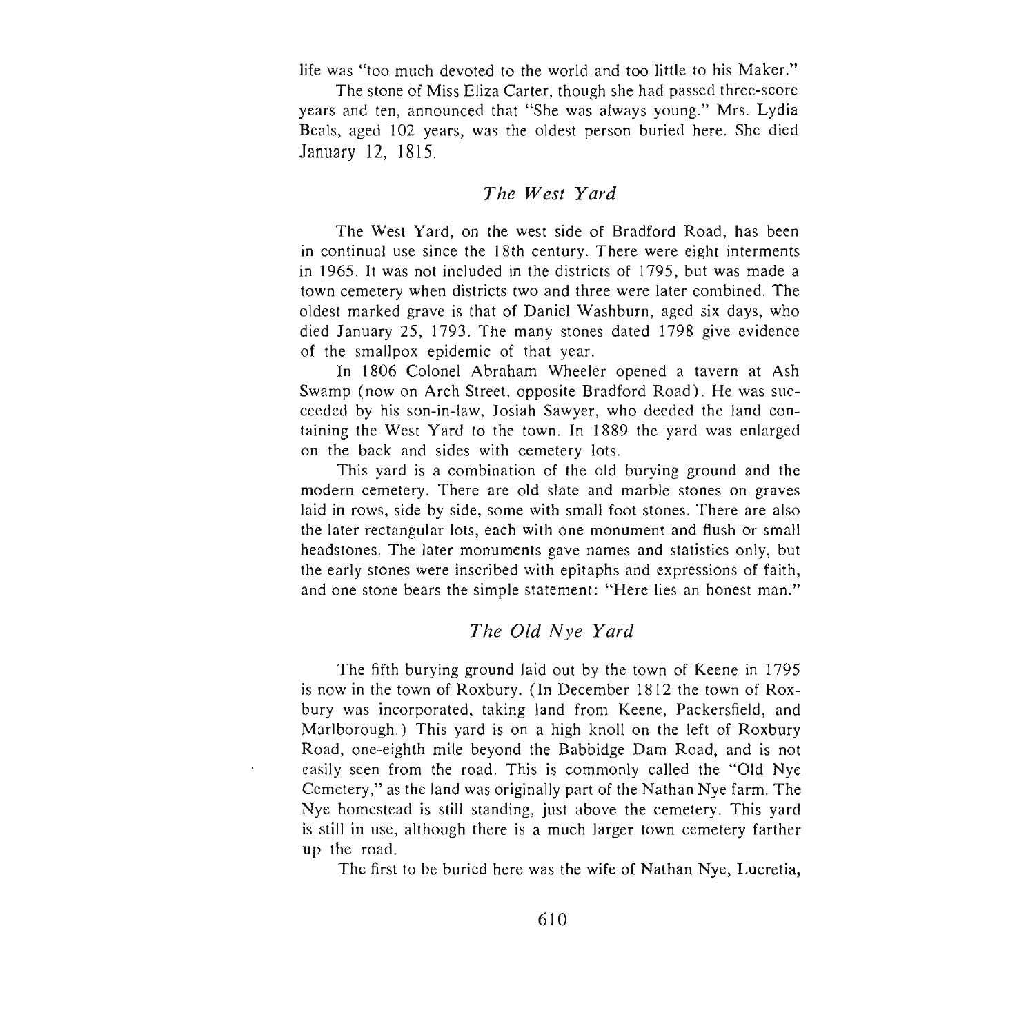life was "too much devoted to the world and too little to his Maker."

The stone of Miss Eliza Carter, though she had passed three-score years and ten, announced that "She was always young." Mrs. Lydia Beals, aged 102 years, was the oldest person buried here. She died January 12, 1815.

## *The West Yard*

The West Yard, on the west side of Bradford Road, has been in continual use since the 18th century. There were eight interments in 1965. It was not included in the districts of 1795, but was made a town cemetery when districts two and three were later combined. The oldest marked grave is that of Daniel Washburn, aged six days, who died January 25, 1793. The many stones dated 1798 give evidence of the smallpox epidemic of that year.

In 1806 Colonel Abraham Wheeler opened a tavern at Ash Swamp (now on Arch Street, opposite Bradford Road). He was succeeded by his son-in-law, Josiah Sawyer, who deeded the land containing the West Yard to the town. In 1889 the yard was enlarged on the back and sides with cemetery lots.

This yard is a combination of the old burying ground and the modern cemetery. There are old slate and marble stones on graves laid in rows, side by side, some with small foot stones. There are also the later rectangular lots, each with one monument and flush or small headstones. The later monuments gave names and statistics only, but the early stones were inscribed with epitaphs and expressions of faith, and one stone bears the simple statement: "Here lies an honest man."

## *The Old Nye Yard*

The fifth burying ground laid out by the town of Keene in 1795 is now in the town of Roxbury. (In December 1812 the town of Roxbury was incorporated, taking land from Keene, Packersfield, and Marlborough.) This yard is on a high knoll on the left of Roxbury Road, one-eighth mile beyond the Babbidge Dam Road, and is not easily seen from the road. This is commonly called the "Old Nye Cemetery," as the land was originally part of the Nathan Nye farm. The Nye homestead is still standing, just above the cemetery. This yard is still in use, although there is a much larger town cemetery farther up the road.

The first to be buried here was the wife of Nathan Nye, Lucretia,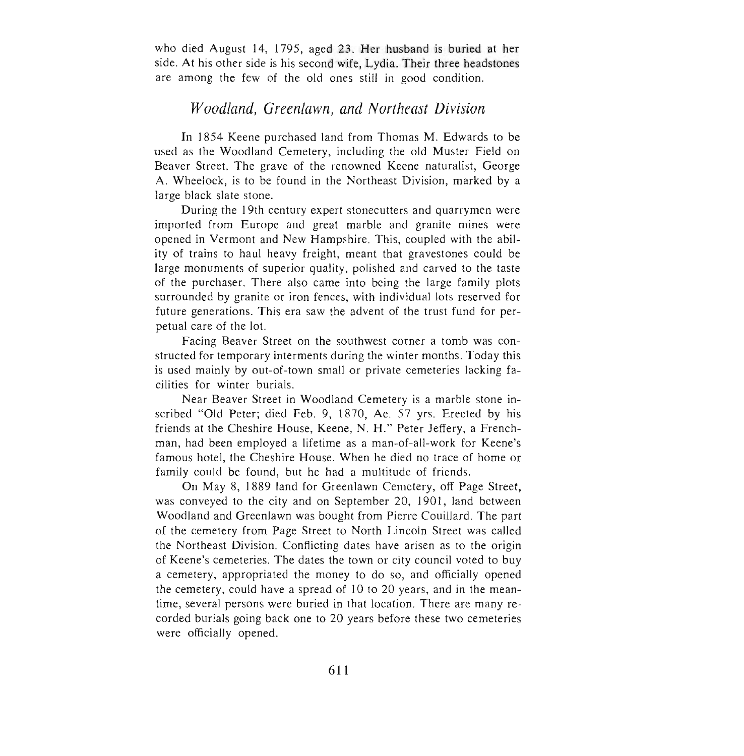who died August 14, 1795, aged 23. Her husband is buried at her side. At his other side is his second wife, Lydia. Their three headstones are among the few of the old ones still in good condition.

## *Woodland, Greenlawn, and Northeast Division*

In 1854 Keene purchased land from Thomas M. Edwards to be used as the Woodland Cemetery, including the old Muster Field on Beaver Street. The grave of the renowned Keene naturalist, George A. Wheelock, is to be found in the Northeast Division, marked by a large black slate stone.

During the 19th century expert stonecutters and quarrymen were imported from Europe and great marble and granite mines were opened in Vermont and New Hampshire. This, coupled with the ability of trains to haul heavy freight, meant that gravestones could be large monuments of superior quality, polished and carved to the taste of the purchaser. There also came into being the large family plots surrounded by granite or iron fences, with individual lots reserved for future generations. This era saw the advent of the trust fund for perpetual care of the lot.

Facing Beaver Street on the southwest corner a tomb was constructed for temporary interments during the winter months. Today this is used mainly by out-of-town small or private cemeteries lacking facilities for winter burials.

Near Beaver Street in Woodland Cemetery is a marble stone inscribed "Old Peter; died Feb. 9, 1870, Ae. 57 yrs. Erected by his friends at the Cheshire House, Keene, N. H." Peter Jeffery, a Frenchman, had been employed a lifetime as a man-of-all-work for Keene's famous hotel, the Cheshire House. When he died no trace of home or family could be found, but he had a multitude of friends.

On May 8, 1889 land for Greenlawn Cemetery, off Page Street, was conveyed to the city and on September 20, 1901, land between Woodland and Greenlawn was bought from Pierre Couillard. The part of the cemetery from Page Street to North Lincoln Street was called the Northeast Division. Conflicting dates have arisen as to the origin of Keene's cemeteries. The dates the town or city council voted to buy a cemetery, appropriated the money to do so, and officially opened the cemetery, could have a spread of 10 to 20 years, and in the meantime, several persons were buried in that location. There are many recorded burials going back one to 20 years before these two cemeteries were officially opened.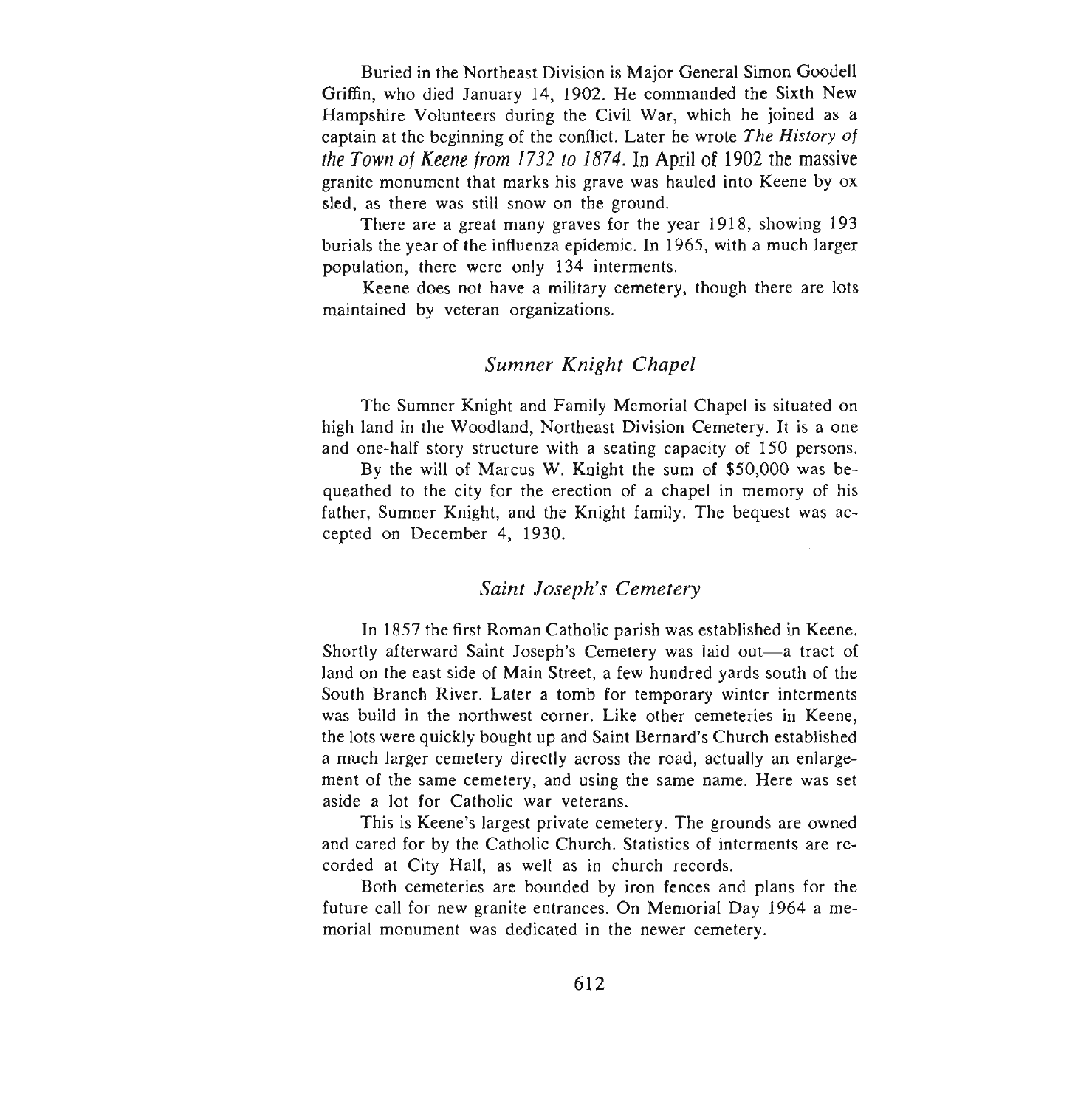Buried in the Northeast Division is Major General Simon Goodell Griffin, who died January 14, 1902. He commanded the Sixth New Hampshire Volunteers during the Civil War, which he joined as a captain at the beginning of the conflict. Later he wrote *The History of the Town of Keene from 1732 to 1874*. In April of 1902 the massive granite monument that marks his grave was hauled into Keene by ox sled, as there was still snow on the ground.

There are a great many graves for the year 1918, showing 193 burials the year of the influenza epidemic. In 1965, with a much larger population, there were only 134 interments.

Keene does not have a military cemetery, though there are lots maintained by veteran organizations.

## *Sumner Knight Chapel*

The Sumner Knight and Family Memorial Chapel is situated on high land in the Woodland, Northeast Division Cemetery. It is a one and one-half story structure with a seating capacity of 150 persons.

By the will of Marcus W. Knight the sum of $50,000 was bequeathed to the city for the erection of a chapel in memory of his father, Sumner Knight, and the Knight family. The bequest was accepted on December 4, 1930.

## *Saint Joseph's Cemetery*

In 1857 the first Roman Catholic parish was established in Keene. Shortly afterward Saint Joseph's Cemetery was laid out—a tract of land on the east side of Main Street, a few hundred yards south of the South Branch River. Later a tomb for temporary winter interments was build in the northwest corner. Like other cemeteries in Keene, the lots were quickly bought up and Saint Bernard's Church established a much larger cemetery directly across the road, actually an enlargement of the same cemetery, and using the same name. Here was set aside a lot for Catholic war veterans.

This is Keene's largest private cemetery. The grounds are owned and cared for by the Catholic Church. Statistics of interments are recorded at City Hall, as well as in church records.

Both cemeteries are bounded by iron fences and plans for the future call for new granite entrances. On Memorial Day 1964 a memorial monument was dedicated in the newer cemetery.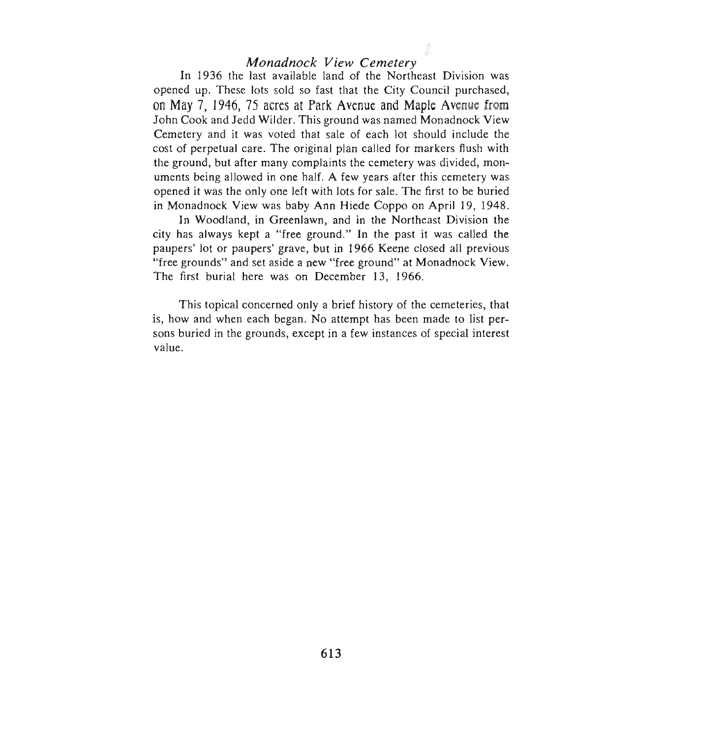### *Monadnock View Cemetery*

In 1936 the last available land of the Northeast Division was opened up. These lots sold so fast that the City Council purchased, on May 7, 1946, 75 acres at Park Avenue and Maple Avenue from John Cook and Jedd Wilder. This ground was named Monadnock View Cemetery and it was voted that sale of each lot should include the cost of perpetual care. The original plan called for markers flush with the ground, but after many complaints the cemetery was divided, monuments being allowed in one half. A few years after this cemetery was opened it was the only one left with lots for sale. The first to be buried in Monadnock View was baby Ann Hiede Coppo on April 19, 1948.

In Woodland, in Greenlawn, and in the Northeast Division the city has always kept a "free ground." In the past it was called the paupers' lot or paupers' grave, but in 1966 Keene closed all previous "free grounds" and set aside a new "free ground" at Monadnock View. The first burial here was on December 13, 1966.

This topical concerned only a brief history of the cemeteries, that is, how and when each began. No attempt has been made to list persons buried in the grounds, except in a few instances of special interest value.